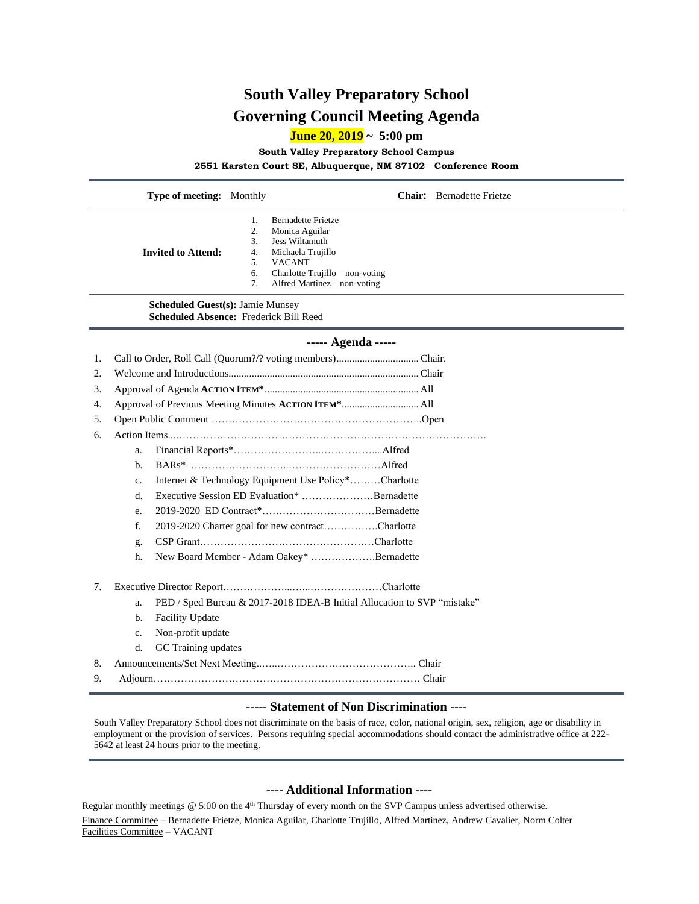# South Valley Preparatory School

# Governing Council Meeting Agenda

**June 20, 2019 ~ 5:00 pm**

**South Valley Preparatory School Campus**

**2551 Karsten Court SE, Albuquerque, NM 87102 Conference Room**

**Type of meeting:** Monthly **Chair:** Bernadette Frietze

**Invited to Attend:**

1. Bernadette Frietze
2. Monica Aguilar
3. Jess Wiltamuth
4. Michaela Trujillo
5. VACANT
6. Charlotte Trujillo – non-voting
7. Alfred Martinez – non-voting

**Scheduled Guest(s):** Jamie Munsey
**Scheduled Absence:** Frederick Bill Reed

## ----- Agenda -----

1. Call to Order, Roll Call (Quorum?/? voting members)................................ Chair.
2. Welcome and Introductions......................................................................... Chair
3. Approval of Agenda **ACTION ITEM\***............................................................ All
4. Approval of Previous Meeting Minutes **ACTION ITEM\***.............................. All
5. Open Public Comment …………………………………………………..Open
6. Action Items...……………………………………………………………………….
   a. Financial Reports\*……………………..……………....Alfred
   b. BARs\* ……………………...………………………Alfred
   c. ~~Internet & Technology Equipment Use Policy\*………Charlotte~~
   d. Executive Session ED Evaluation\* …………………Bernadette
   e. 2019-2020 ED Contract\*……………………………Bernadette
   f. 2019-2020 Charter goal for new contract…………….Charlotte
   g. CSP Grant……………………………………………Charlotte
   h. New Board Member - Adam Oakey\* ……………….Bernadette
7. Executive Director Report………………...…...…………………Charlotte
   a. PED / Sped Bureau & 2017-2018 IDEA-B Initial Allocation to SVP "mistake"
   b. Facility Update
   c. Non-profit update
   d. GC Training updates
8. Announcements/Set Next Meeting..…..………………………………….. Chair
9. Adjourn……………………………………………………………………… Chair

## ----- Statement of Non Discrimination ----

South Valley Preparatory School does not discriminate on the basis of race, color, national origin, sex, religion, age or disability in employment or the provision of services. Persons requiring special accommodations should contact the administrative office at 222-5642 at least 24 hours prior to the meeting.

## ---- Additional Information ----

Regular monthly meetings @ 5:00 on the 4th Thursday of every month on the SVP Campus unless advertised otherwise.

Finance Committee – Bernadette Frietze, Monica Aguilar, Charlotte Trujillo, Alfred Martinez, Andrew Cavalier, Norm Colter

Facilities Committee – VACANT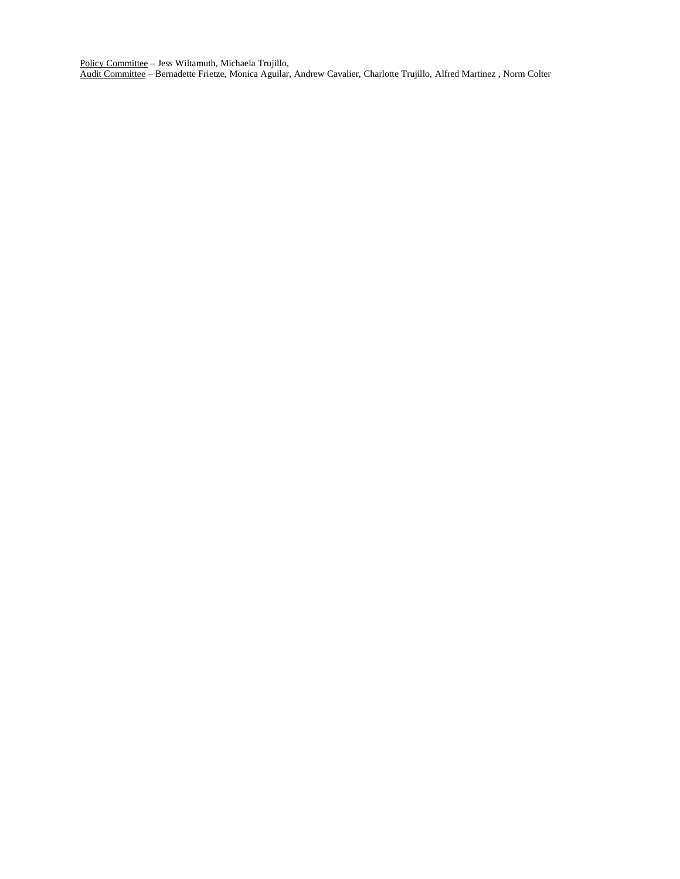<u>Policy Committee</u> – Jess Wiltamuth, Michaela Trujillo,
<u>Audit Committee</u> – Bernadette Frietze, Monica Aguilar, Andrew Cavalier, Charlotte Trujillo, Alfred Martinez , Norm Colter